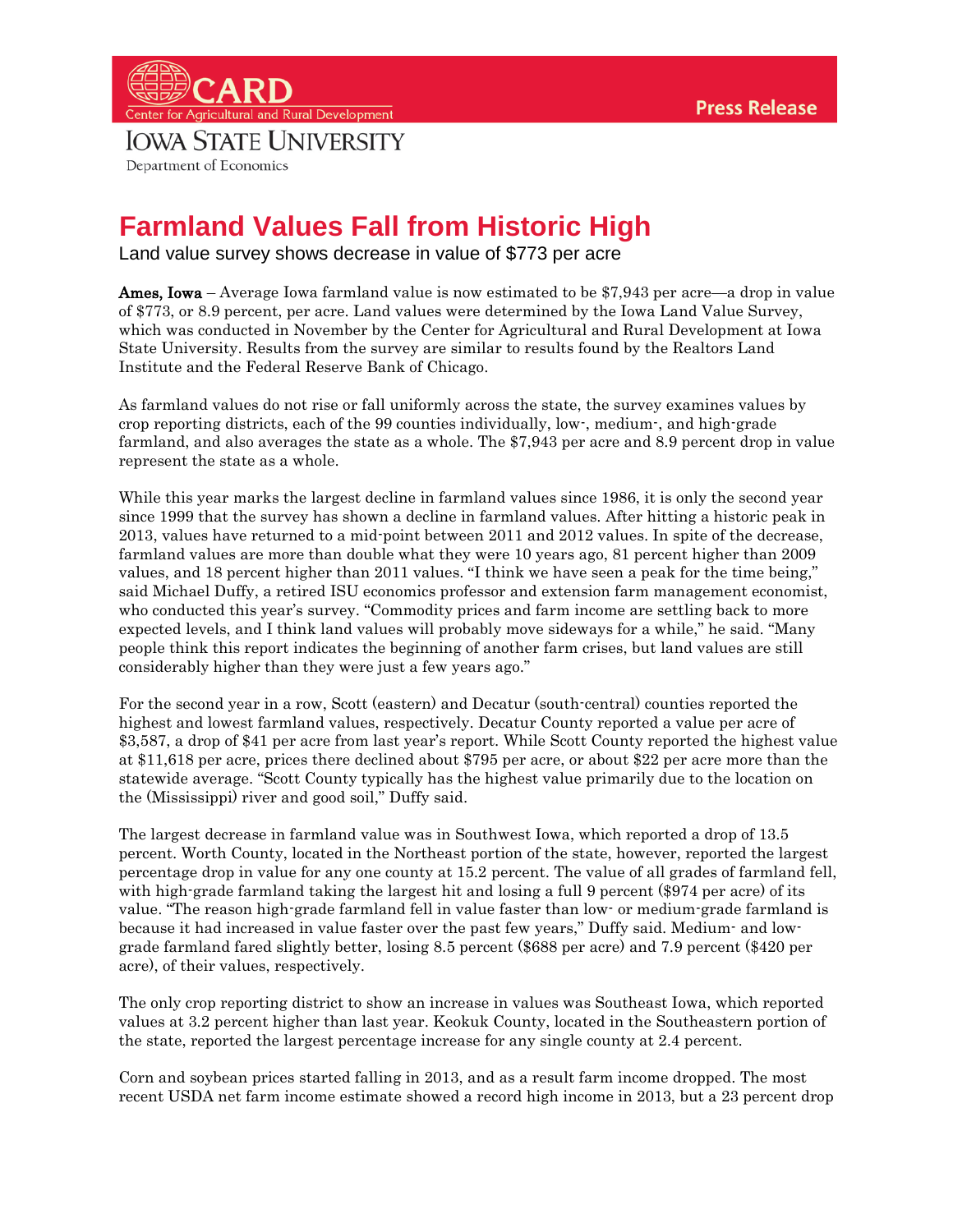CARD
Center for Agricultural and Rural Development

**Press Release**

IOWA STATE UNIVERSITY
Department of Economics

# Farmland Values Fall from Historic High

Land value survey shows decrease in value of $773 per acre

**Ames, Iowa** – Average Iowa farmland value is now estimated to be $7,943 per acre—a drop in value of $773, or 8.9 percent, per acre. Land values were determined by the Iowa Land Value Survey, which was conducted in November by the Center for Agricultural and Rural Development at Iowa State University. Results from the survey are similar to results found by the Realtors Land Institute and the Federal Reserve Bank of Chicago.

As farmland values do not rise or fall uniformly across the state, the survey examines values by crop reporting districts, each of the 99 counties individually, low-, medium-, and high-grade farmland, and also averages the state as a whole. The $7,943 per acre and 8.9 percent drop in value represent the state as a whole.

While this year marks the largest decline in farmland values since 1986, it is only the second year since 1999 that the survey has shown a decline in farmland values. After hitting a historic peak in 2013, values have returned to a mid-point between 2011 and 2012 values. In spite of the decrease, farmland values are more than double what they were 10 years ago, 81 percent higher than 2009 values, and 18 percent higher than 2011 values. "I think we have seen a peak for the time being," said Michael Duffy, a retired ISU economics professor and extension farm management economist, who conducted this year's survey. "Commodity prices and farm income are settling back to more expected levels, and I think land values will probably move sideways for a while," he said. "Many people think this report indicates the beginning of another farm crises, but land values are still considerably higher than they were just a few years ago."

For the second year in a row, Scott (eastern) and Decatur (south-central) counties reported the highest and lowest farmland values, respectively. Decatur County reported a value per acre of $3,587, a drop of $41 per acre from last year's report. While Scott County reported the highest value at $11,618 per acre, prices there declined about $795 per acre, or about $22 per acre more than the statewide average. "Scott County typically has the highest value primarily due to the location on the (Mississippi) river and good soil," Duffy said.

The largest decrease in farmland value was in Southwest Iowa, which reported a drop of 13.5 percent. Worth County, located in the Northeast portion of the state, however, reported the largest percentage drop in value for any one county at 15.2 percent. The value of all grades of farmland fell, with high-grade farmland taking the largest hit and losing a full 9 percent ($974 per acre) of its value. "The reason high-grade farmland fell in value faster than low- or medium-grade farmland is because it had increased in value faster over the past few years," Duffy said. Medium- and low-grade farmland fared slightly better, losing 8.5 percent ($688 per acre) and 7.9 percent ($420 per acre), of their values, respectively.

The only crop reporting district to show an increase in values was Southeast Iowa, which reported values at 3.2 percent higher than last year. Keokuk County, located in the Southeastern portion of the state, reported the largest percentage increase for any single county at 2.4 percent.

Corn and soybean prices started falling in 2013, and as a result farm income dropped. The most recent USDA net farm income estimate showed a record high income in 2013, but a 23 percent drop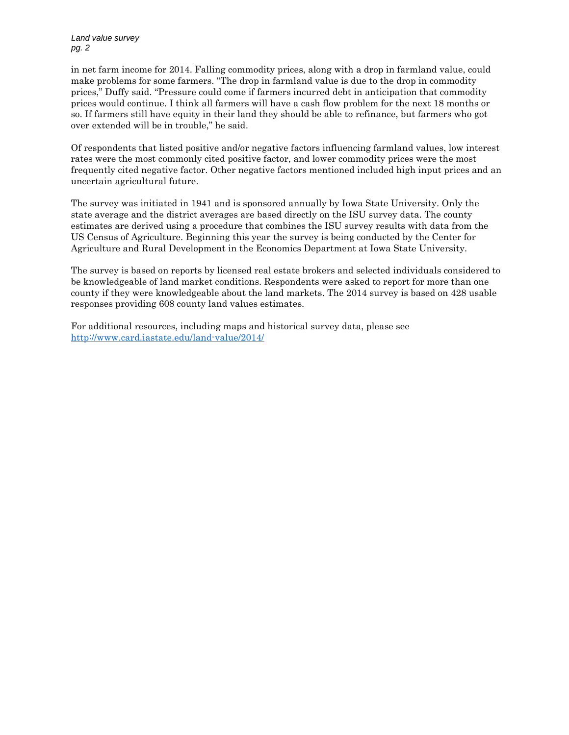in net farm income for 2014. Falling commodity prices, along with a drop in farmland value, could make problems for some farmers. "The drop in farmland value is due to the drop in commodity prices," Duffy said. "Pressure could come if farmers incurred debt in anticipation that commodity prices would continue. I think all farmers will have a cash flow problem for the next 18 months or so. If farmers still have equity in their land they should be able to refinance, but farmers who got over extended will be in trouble," he said.

Of respondents that listed positive and/or negative factors influencing farmland values, low interest rates were the most commonly cited positive factor, and lower commodity prices were the most frequently cited negative factor. Other negative factors mentioned included high input prices and an uncertain agricultural future.

The survey was initiated in 1941 and is sponsored annually by Iowa State University. Only the state average and the district averages are based directly on the ISU survey data. The county estimates are derived using a procedure that combines the ISU survey results with data from the US Census of Agriculture. Beginning this year the survey is being conducted by the Center for Agriculture and Rural Development in the Economics Department at Iowa State University.

The survey is based on reports by licensed real estate brokers and selected individuals considered to be knowledgeable of land market conditions. Respondents were asked to report for more than one county if they were knowledgeable about the land markets. The 2014 survey is based on 428 usable responses providing 608 county land values estimates.

For additional resources, including maps and historical survey data, please see http://www.card.iastate.edu/land-value/2014/